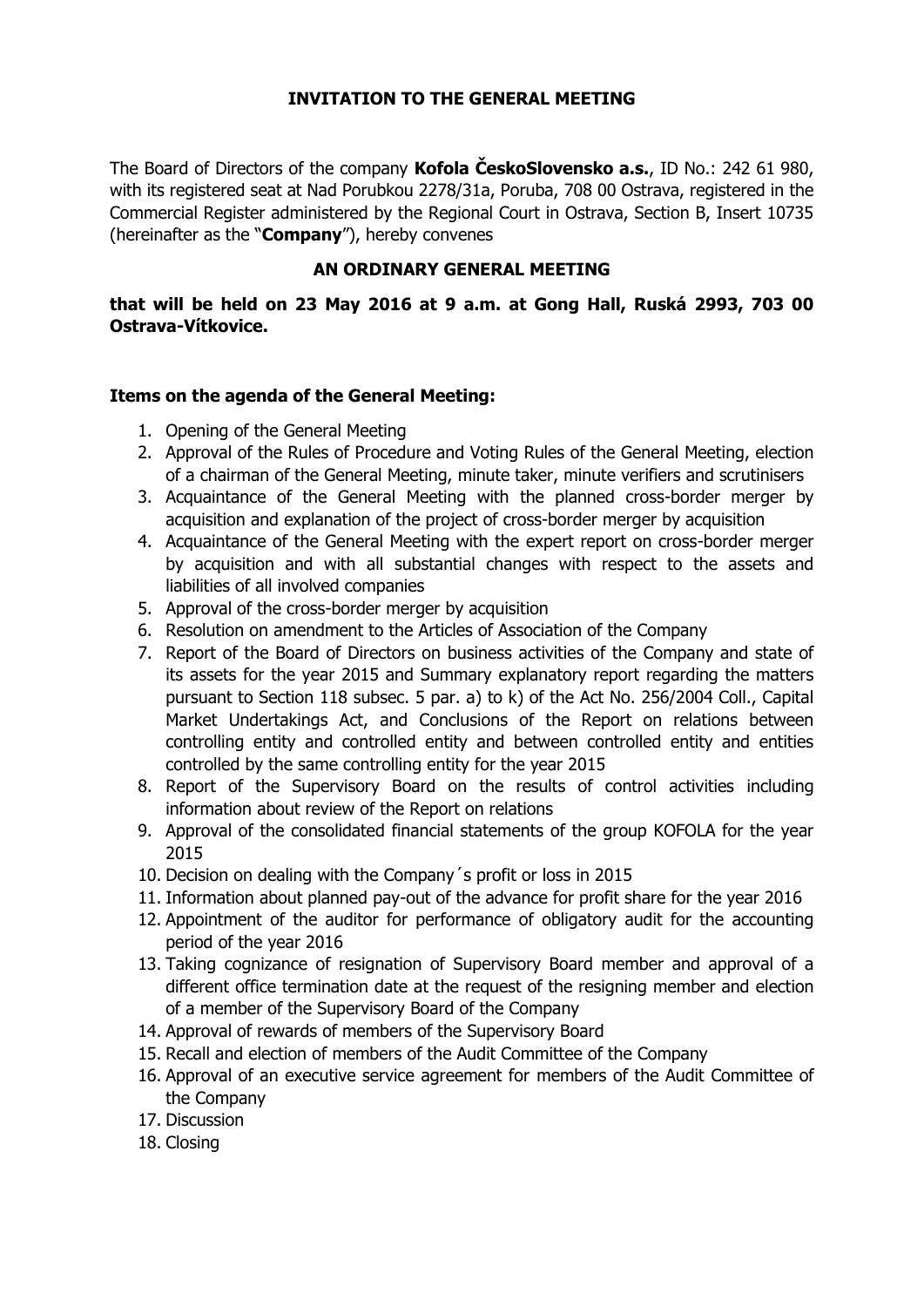# INVITATION TO THE GENERAL MEETING

The Board of Directors of the company **Kofola ČeskoSlovensko a.s.**, ID No.: 242 61 980, with its registered seat at Nad Porubkou 2278/31a, Poruba, 708 00 Ostrava, registered in the Commercial Register administered by the Regional Court in Ostrava, Section B, Insert 10735 (hereinafter as the "**Company**"), hereby convenes

## AN ORDINARY GENERAL MEETING

**that will be held on 23 May 2016 at 9 a.m. at Gong Hall, Ruská 2993, 703 00 Ostrava-Vítkovice.**

### Items on the agenda of the General Meeting:

1. Opening of the General Meeting
2. Approval of the Rules of Procedure and Voting Rules of the General Meeting, election of a chairman of the General Meeting, minute taker, minute verifiers and scrutinisers
3. Acquaintance of the General Meeting with the planned cross-border merger by acquisition and explanation of the project of cross-border merger by acquisition
4. Acquaintance of the General Meeting with the expert report on cross-border merger by acquisition and with all substantial changes with respect to the assets and liabilities of all involved companies
5. Approval of the cross-border merger by acquisition
6. Resolution on amendment to the Articles of Association of the Company
7. Report of the Board of Directors on business activities of the Company and state of its assets for the year 2015 and Summary explanatory report regarding the matters pursuant to Section 118 subsec. 5 par. a) to k) of the Act No. 256/2004 Coll., Capital Market Undertakings Act, and Conclusions of the Report on relations between controlling entity and controlled entity and between controlled entity and entities controlled by the same controlling entity for the year 2015
8. Report of the Supervisory Board on the results of control activities including information about review of the Report on relations
9. Approval of the consolidated financial statements of the group KOFOLA for the year 2015
10. Decision on dealing with the Company´s profit or loss in 2015
11. Information about planned pay-out of the advance for profit share for the year 2016
12. Appointment of the auditor for performance of obligatory audit for the accounting period of the year 2016
13. Taking cognizance of resignation of Supervisory Board member and approval of a different office termination date at the request of the resigning member and election of a member of the Supervisory Board of the Company
14. Approval of rewards of members of the Supervisory Board
15. Recall and election of members of the Audit Committee of the Company
16. Approval of an executive service agreement for members of the Audit Committee of the Company
17. Discussion
18. Closing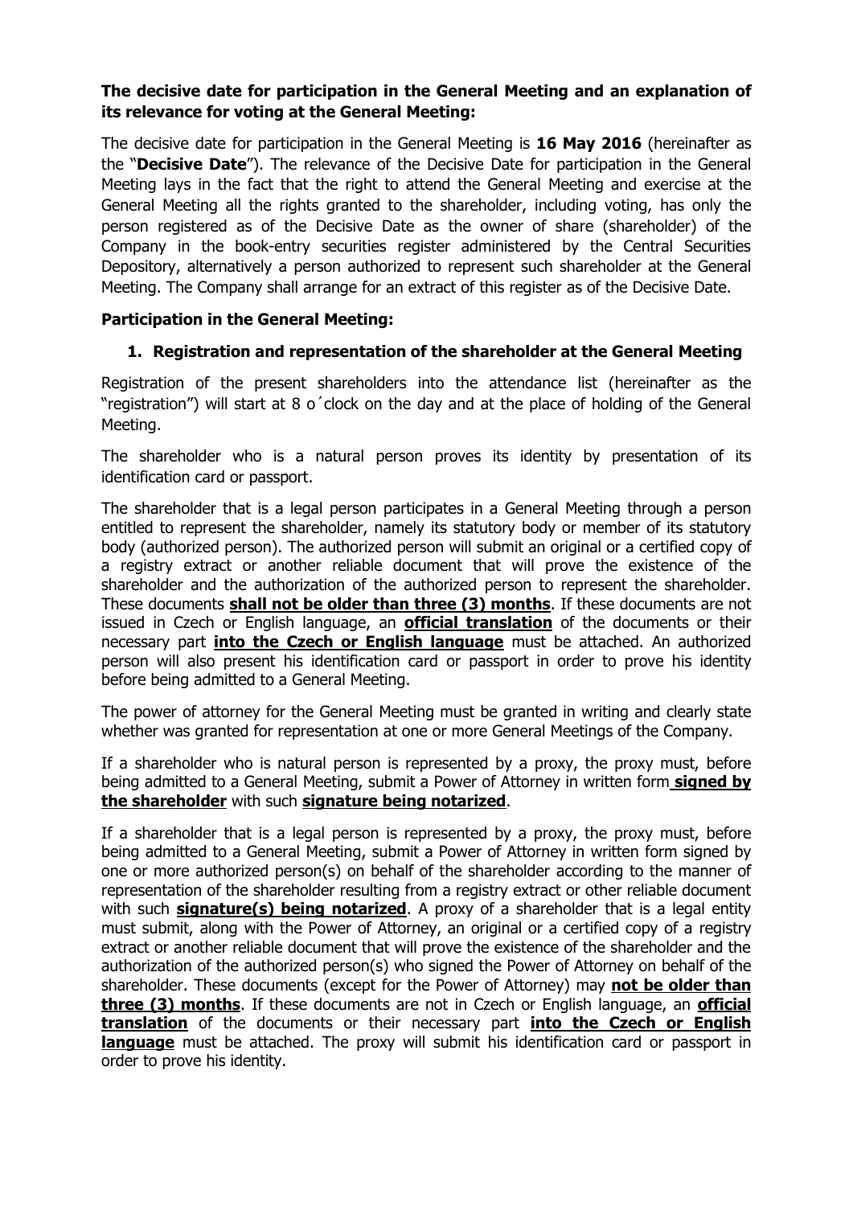**The decisive date for participation in the General Meeting and an explanation of its relevance for voting at the General Meeting:**

The decisive date for participation in the General Meeting is **16 May 2016** (hereinafter as the "**Decisive Date**"). The relevance of the Decisive Date for participation in the General Meeting lays in the fact that the right to attend the General Meeting and exercise at the General Meeting all the rights granted to the shareholder, including voting, has only the person registered as of the Decisive Date as the owner of share (shareholder) of the Company in the book-entry securities register administered by the Central Securities Depository, alternatively a person authorized to represent such shareholder at the General Meeting. The Company shall arrange for an extract of this register as of the Decisive Date.

**Participation in the General Meeting:**

**1. Registration and representation of the shareholder at the General Meeting**

Registration of the present shareholders into the attendance list (hereinafter as the "registration") will start at 8 o´clock on the day and at the place of holding of the General Meeting.

The shareholder who is a natural person proves its identity by presentation of its identification card or passport.

The shareholder that is a legal person participates in a General Meeting through a person entitled to represent the shareholder, namely its statutory body or member of its statutory body (authorized person). The authorized person will submit an original or a certified copy of a registry extract or another reliable document that will prove the existence of the shareholder and the authorization of the authorized person to represent the shareholder. These documents **shall not be older than three (3) months**. If these documents are not issued in Czech or English language, an **official translation** of the documents or their necessary part **into the Czech or English language** must be attached. An authorized person will also present his identification card or passport in order to prove his identity before being admitted to a General Meeting.

The power of attorney for the General Meeting must be granted in writing and clearly state whether was granted for representation at one or more General Meetings of the Company.

If a shareholder who is natural person is represented by a proxy, the proxy must, before being admitted to a General Meeting, submit a Power of Attorney in written form **signed by the shareholder** with such **signature being notarized**.

If a shareholder that is a legal person is represented by a proxy, the proxy must, before being admitted to a General Meeting, submit a Power of Attorney in written form signed by one or more authorized person(s) on behalf of the shareholder according to the manner of representation of the shareholder resulting from a registry extract or other reliable document with such **signature(s) being notarized**. A proxy of a shareholder that is a legal entity must submit, along with the Power of Attorney, an original or a certified copy of a registry extract or another reliable document that will prove the existence of the shareholder and the authorization of the authorized person(s) who signed the Power of Attorney on behalf of the shareholder. These documents (except for the Power of Attorney) may **not be older than three (3) months**. If these documents are not in Czech or English language, an **official translation** of the documents or their necessary part **into the Czech or English language** must be attached. The proxy will submit his identification card or passport in order to prove his identity.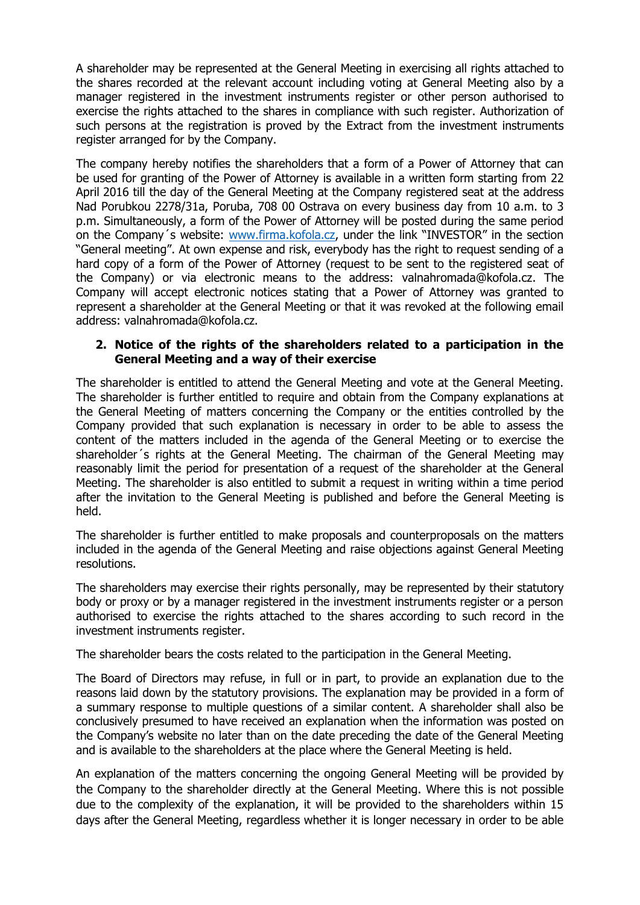A shareholder may be represented at the General Meeting in exercising all rights attached to the shares recorded at the relevant account including voting at General Meeting also by a manager registered in the investment instruments register or other person authorised to exercise the rights attached to the shares in compliance with such register. Authorization of such persons at the registration is proved by the Extract from the investment instruments register arranged for by the Company.

The company hereby notifies the shareholders that a form of a Power of Attorney that can be used for granting of the Power of Attorney is available in a written form starting from 22 April 2016 till the day of the General Meeting at the Company registered seat at the address Nad Porubkou 2278/31a, Poruba, 708 00 Ostrava on every business day from 10 a.m. to 3 p.m. Simultaneously, a form of the Power of Attorney will be posted during the same period on the Company´s website: www.firma.kofola.cz, under the link "INVESTOR" in the section "General meeting". At own expense and risk, everybody has the right to request sending of a hard copy of a form of the Power of Attorney (request to be sent to the registered seat of the Company) or via electronic means to the address: valnahromada@kofola.cz. The Company will accept electronic notices stating that a Power of Attorney was granted to represent a shareholder at the General Meeting or that it was revoked at the following email address: valnahromada@kofola.cz.

## 2. Notice of the rights of the shareholders related to a participation in the General Meeting and a way of their exercise

The shareholder is entitled to attend the General Meeting and vote at the General Meeting. The shareholder is further entitled to require and obtain from the Company explanations at the General Meeting of matters concerning the Company or the entities controlled by the Company provided that such explanation is necessary in order to be able to assess the content of the matters included in the agenda of the General Meeting or to exercise the shareholder´s rights at the General Meeting. The chairman of the General Meeting may reasonably limit the period for presentation of a request of the shareholder at the General Meeting. The shareholder is also entitled to submit a request in writing within a time period after the invitation to the General Meeting is published and before the General Meeting is held.

The shareholder is further entitled to make proposals and counterproposals on the matters included in the agenda of the General Meeting and raise objections against General Meeting resolutions.

The shareholders may exercise their rights personally, may be represented by their statutory body or proxy or by a manager registered in the investment instruments register or a person authorised to exercise the rights attached to the shares according to such record in the investment instruments register.

The shareholder bears the costs related to the participation in the General Meeting.

The Board of Directors may refuse, in full or in part, to provide an explanation due to the reasons laid down by the statutory provisions. The explanation may be provided in a form of a summary response to multiple questions of a similar content. A shareholder shall also be conclusively presumed to have received an explanation when the information was posted on the Company's website no later than on the date preceding the date of the General Meeting and is available to the shareholders at the place where the General Meeting is held.

An explanation of the matters concerning the ongoing General Meeting will be provided by the Company to the shareholder directly at the General Meeting. Where this is not possible due to the complexity of the explanation, it will be provided to the shareholders within 15 days after the General Meeting, regardless whether it is longer necessary in order to be able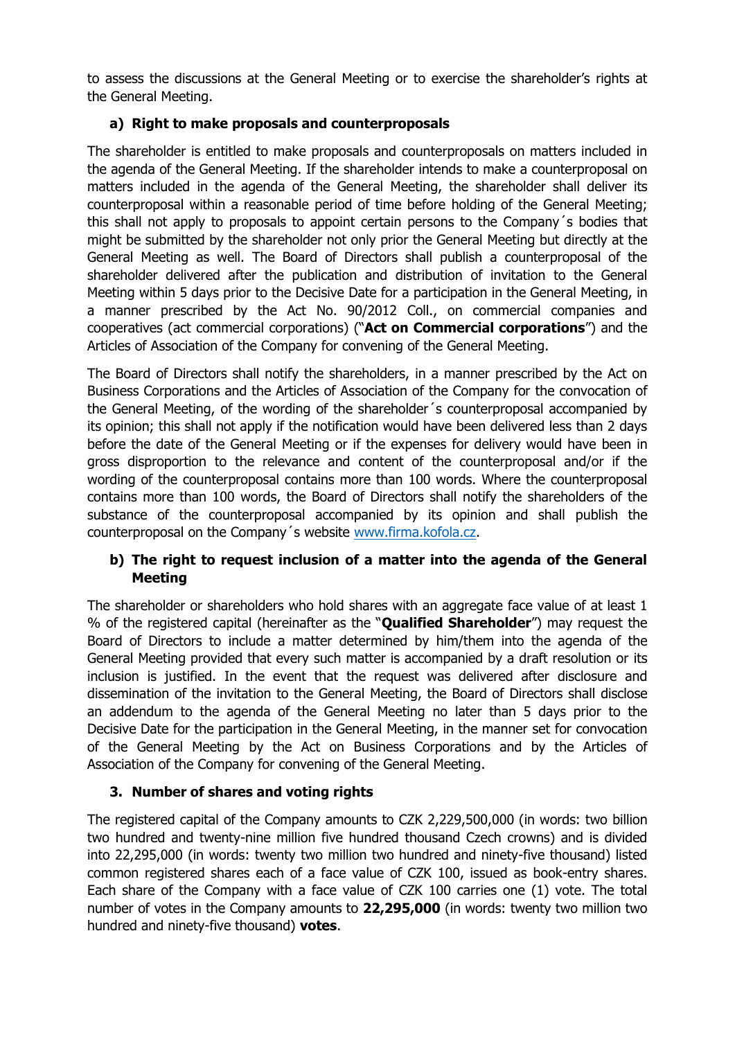to assess the discussions at the General Meeting or to exercise the shareholder's rights at the General Meeting.

**a) Right to make proposals and counterproposals**

The shareholder is entitled to make proposals and counterproposals on matters included in the agenda of the General Meeting. If the shareholder intends to make a counterproposal on matters included in the agenda of the General Meeting, the shareholder shall deliver its counterproposal within a reasonable period of time before holding of the General Meeting; this shall not apply to proposals to appoint certain persons to the Company´s bodies that might be submitted by the shareholder not only prior the General Meeting but directly at the General Meeting as well. The Board of Directors shall publish a counterproposal of the shareholder delivered after the publication and distribution of invitation to the General Meeting within 5 days prior to the Decisive Date for a participation in the General Meeting, in a manner prescribed by the Act No. 90/2012 Coll., on commercial companies and cooperatives (act commercial corporations) ("**Act on Commercial corporations**") and the Articles of Association of the Company for convening of the General Meeting.

The Board of Directors shall notify the shareholders, in a manner prescribed by the Act on Business Corporations and the Articles of Association of the Company for the convocation of the General Meeting, of the wording of the shareholder´s counterproposal accompanied by its opinion; this shall not apply if the notification would have been delivered less than 2 days before the date of the General Meeting or if the expenses for delivery would have been in gross disproportion to the relevance and content of the counterproposal and/or if the wording of the counterproposal contains more than 100 words. Where the counterproposal contains more than 100 words, the Board of Directors shall notify the shareholders of the substance of the counterproposal accompanied by its opinion and shall publish the counterproposal on the Company´s website [www.firma.kofola.cz](http://www.firma.kofola.cz).

**b) The right to request inclusion of a matter into the agenda of the General Meeting**

The shareholder or shareholders who hold shares with an aggregate face value of at least 1 % of the registered capital (hereinafter as the "**Qualified Shareholder**") may request the Board of Directors to include a matter determined by him/them into the agenda of the General Meeting provided that every such matter is accompanied by a draft resolution or its inclusion is justified. In the event that the request was delivered after disclosure and dissemination of the invitation to the General Meeting, the Board of Directors shall disclose an addendum to the agenda of the General Meeting no later than 5 days prior to the Decisive Date for the participation in the General Meeting, in the manner set for convocation of the General Meeting by the Act on Business Corporations and by the Articles of Association of the Company for convening of the General Meeting.

### 3. Number of shares and voting rights

The registered capital of the Company amounts to CZK 2,229,500,000 (in words: two billion two hundred and twenty-nine million five hundred thousand Czech crowns) and is divided into 22,295,000 (in words: twenty two million two hundred and ninety-five thousand) listed common registered shares each of a face value of CZK 100, issued as book-entry shares. Each share of the Company with a face value of CZK 100 carries one (1) vote. The total number of votes in the Company amounts to **22,295,000** (in words: twenty two million two hundred and ninety-five thousand) **votes**.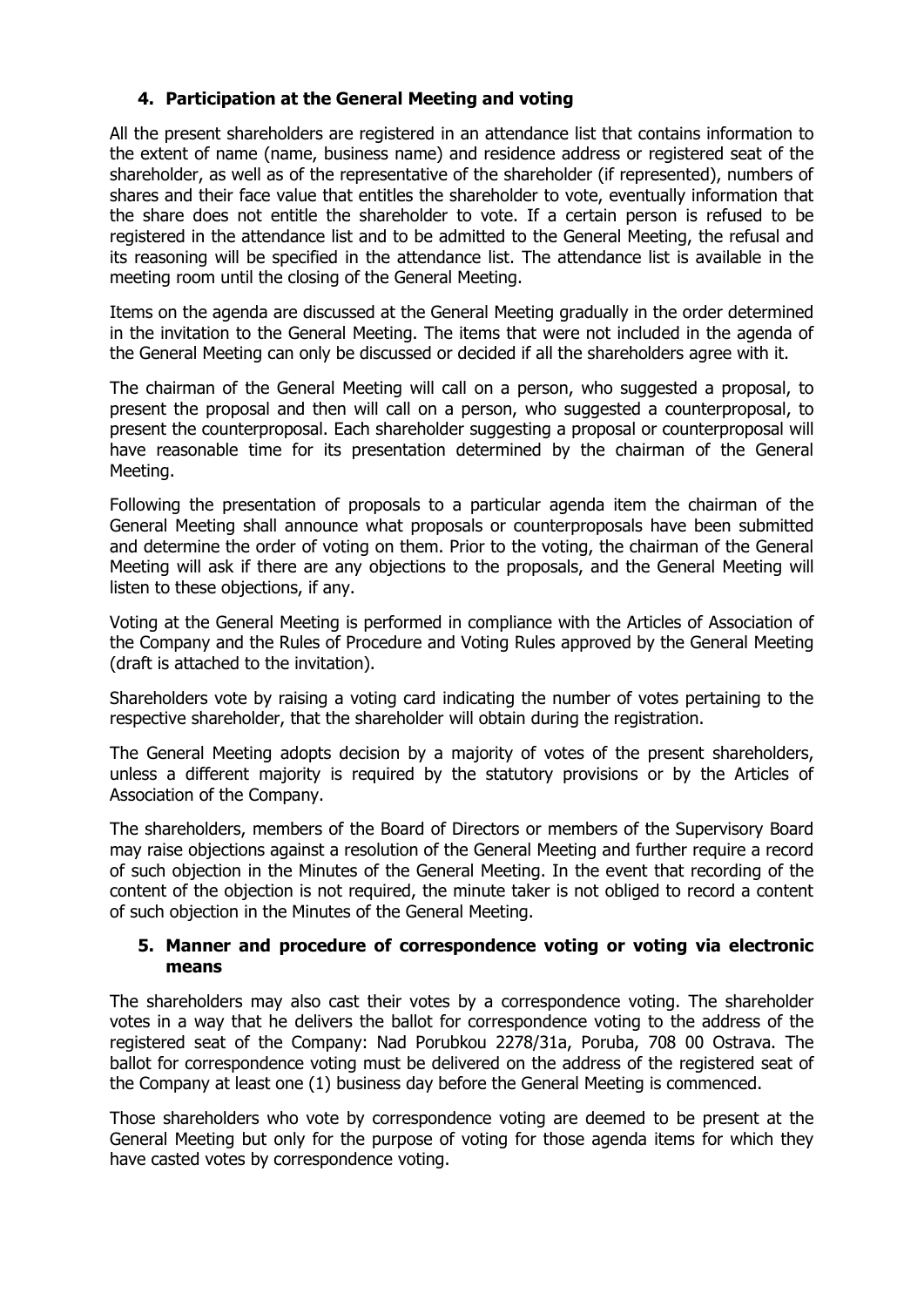## 4. Participation at the General Meeting and voting

All the present shareholders are registered in an attendance list that contains information to the extent of name (name, business name) and residence address or registered seat of the shareholder, as well as of the representative of the shareholder (if represented), numbers of shares and their face value that entitles the shareholder to vote, eventually information that the share does not entitle the shareholder to vote. If a certain person is refused to be registered in the attendance list and to be admitted to the General Meeting, the refusal and its reasoning will be specified in the attendance list. The attendance list is available in the meeting room until the closing of the General Meeting.

Items on the agenda are discussed at the General Meeting gradually in the order determined in the invitation to the General Meeting. The items that were not included in the agenda of the General Meeting can only be discussed or decided if all the shareholders agree with it.

The chairman of the General Meeting will call on a person, who suggested a proposal, to present the proposal and then will call on a person, who suggested a counterproposal, to present the counterproposal. Each shareholder suggesting a proposal or counterproposal will have reasonable time for its presentation determined by the chairman of the General Meeting.

Following the presentation of proposals to a particular agenda item the chairman of the General Meeting shall announce what proposals or counterproposals have been submitted and determine the order of voting on them. Prior to the voting, the chairman of the General Meeting will ask if there are any objections to the proposals, and the General Meeting will listen to these objections, if any.

Voting at the General Meeting is performed in compliance with the Articles of Association of the Company and the Rules of Procedure and Voting Rules approved by the General Meeting (draft is attached to the invitation).

Shareholders vote by raising a voting card indicating the number of votes pertaining to the respective shareholder, that the shareholder will obtain during the registration.

The General Meeting adopts decision by a majority of votes of the present shareholders, unless a different majority is required by the statutory provisions or by the Articles of Association of the Company.

The shareholders, members of the Board of Directors or members of the Supervisory Board may raise objections against a resolution of the General Meeting and further require a record of such objection in the Minutes of the General Meeting. In the event that recording of the content of the objection is not required, the minute taker is not obliged to record a content of such objection in the Minutes of the General Meeting.

## 5. Manner and procedure of correspondence voting or voting via electronic means

The shareholders may also cast their votes by a correspondence voting. The shareholder votes in a way that he delivers the ballot for correspondence voting to the address of the registered seat of the Company: Nad Porubkou 2278/31a, Poruba, 708 00 Ostrava. The ballot for correspondence voting must be delivered on the address of the registered seat of the Company at least one (1) business day before the General Meeting is commenced.

Those shareholders who vote by correspondence voting are deemed to be present at the General Meeting but only for the purpose of voting for those agenda items for which they have casted votes by correspondence voting.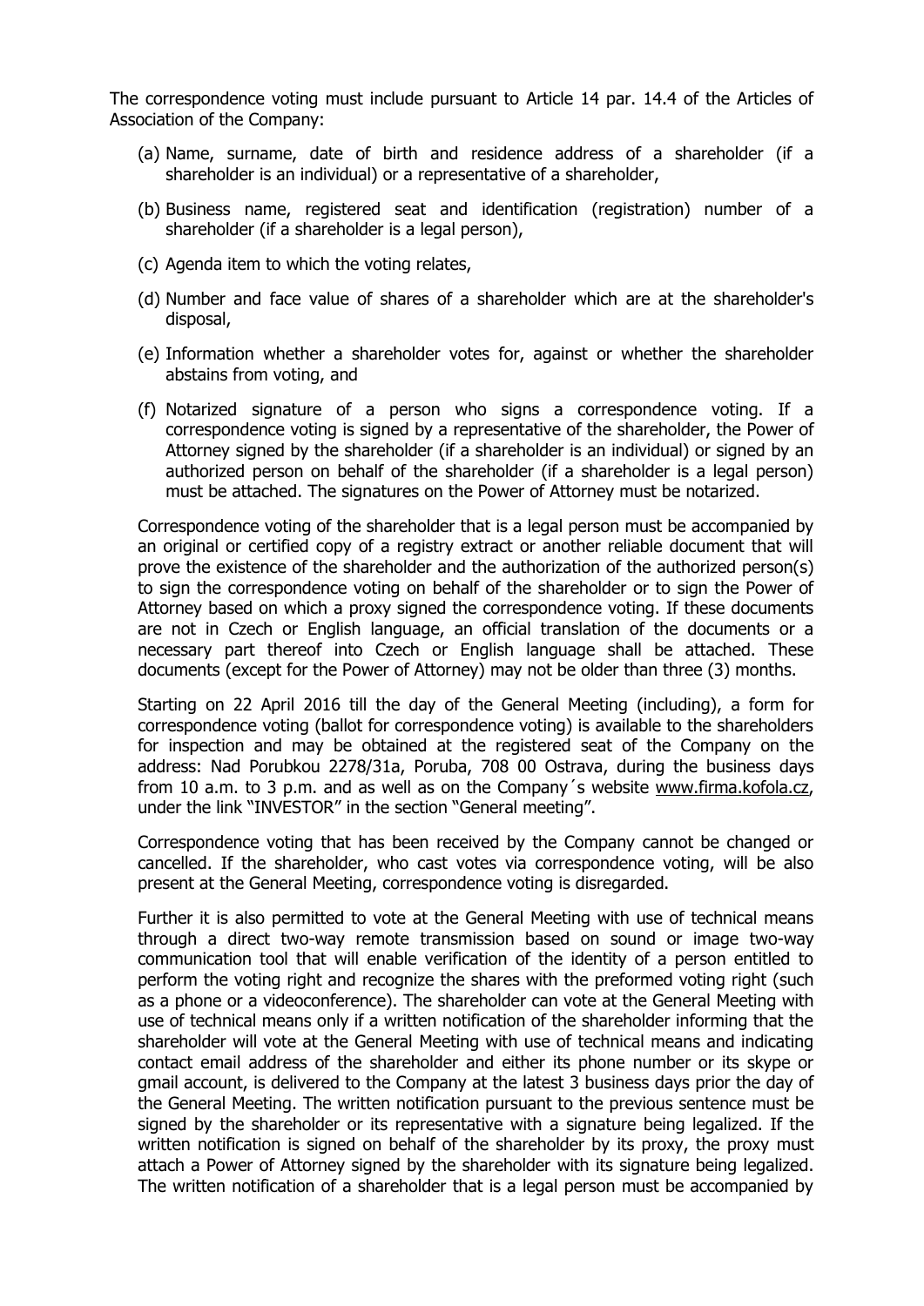The correspondence voting must include pursuant to Article 14 par. 14.4 of the Articles of Association of the Company:

(a) Name, surname, date of birth and residence address of a shareholder (if a shareholder is an individual) or a representative of a shareholder,

(b) Business name, registered seat and identification (registration) number of a shareholder (if a shareholder is a legal person),

(c) Agenda item to which the voting relates,

(d) Number and face value of shares of a shareholder which are at the shareholder's disposal,

(e) Information whether a shareholder votes for, against or whether the shareholder abstains from voting, and

(f) Notarized signature of a person who signs a correspondence voting. If a correspondence voting is signed by a representative of the shareholder, the Power of Attorney signed by the shareholder (if a shareholder is an individual) or signed by an authorized person on behalf of the shareholder (if a shareholder is a legal person) must be attached. The signatures on the Power of Attorney must be notarized.

Correspondence voting of the shareholder that is a legal person must be accompanied by an original or certified copy of a registry extract or another reliable document that will prove the existence of the shareholder and the authorization of the authorized person(s) to sign the correspondence voting on behalf of the shareholder or to sign the Power of Attorney based on which a proxy signed the correspondence voting. If these documents are not in Czech or English language, an official translation of the documents or a necessary part thereof into Czech or English language shall be attached. These documents (except for the Power of Attorney) may not be older than three (3) months.

Starting on 22 April 2016 till the day of the General Meeting (including), a form for correspondence voting (ballot for correspondence voting) is available to the shareholders for inspection and may be obtained at the registered seat of the Company on the address: Nad Porubkou 2278/31a, Poruba, 708 00 Ostrava, during the business days from 10 a.m. to 3 p.m. and as well as on the Company´s website www.firma.kofola.cz, under the link "INVESTOR" in the section "General meeting".

Correspondence voting that has been received by the Company cannot be changed or cancelled. If the shareholder, who cast votes via correspondence voting, will be also present at the General Meeting, correspondence voting is disregarded.

Further it is also permitted to vote at the General Meeting with use of technical means through a direct two-way remote transmission based on sound or image two-way communication tool that will enable verification of the identity of a person entitled to perform the voting right and recognize the shares with the preformed voting right (such as a phone or a videoconference). The shareholder can vote at the General Meeting with use of technical means only if a written notification of the shareholder informing that the shareholder will vote at the General Meeting with use of technical means and indicating contact email address of the shareholder and either its phone number or its skype or gmail account, is delivered to the Company at the latest 3 business days prior the day of the General Meeting. The written notification pursuant to the previous sentence must be signed by the shareholder or its representative with a signature being legalized. If the written notification is signed on behalf of the shareholder by its proxy, the proxy must attach a Power of Attorney signed by the shareholder with its signature being legalized. The written notification of a shareholder that is a legal person must be accompanied by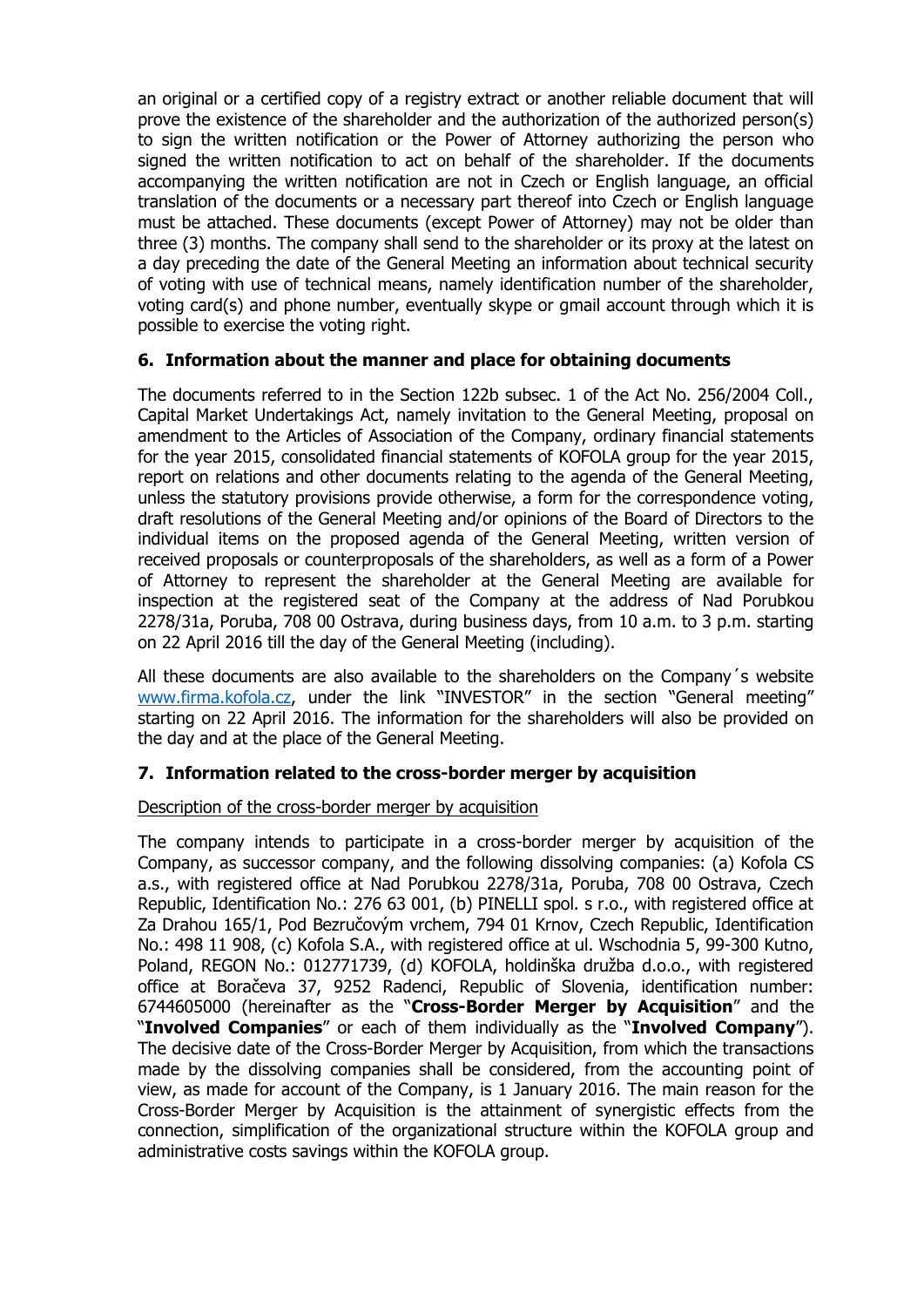an original or a certified copy of a registry extract or another reliable document that will prove the existence of the shareholder and the authorization of the authorized person(s) to sign the written notification or the Power of Attorney authorizing the person who signed the written notification to act on behalf of the shareholder. If the documents accompanying the written notification are not in Czech or English language, an official translation of the documents or a necessary part thereof into Czech or English language must be attached. These documents (except Power of Attorney) may not be older than three (3) months. The company shall send to the shareholder or its proxy at the latest on a day preceding the date of the General Meeting an information about technical security of voting with use of technical means, namely identification number of the shareholder, voting card(s) and phone number, eventually skype or gmail account through which it is possible to exercise the voting right.

## 6. Information about the manner and place for obtaining documents

The documents referred to in the Section 122b subsec. 1 of the Act No. 256/2004 Coll., Capital Market Undertakings Act, namely invitation to the General Meeting, proposal on amendment to the Articles of Association of the Company, ordinary financial statements for the year 2015, consolidated financial statements of KOFOLA group for the year 2015, report on relations and other documents relating to the agenda of the General Meeting, unless the statutory provisions provide otherwise, a form for the correspondence voting, draft resolutions of the General Meeting and/or opinions of the Board of Directors to the individual items on the proposed agenda of the General Meeting, written version of received proposals or counterproposals of the shareholders, as well as a form of a Power of Attorney to represent the shareholder at the General Meeting are available for inspection at the registered seat of the Company at the address of Nad Porubkou 2278/31a, Poruba, 708 00 Ostrava, during business days, from 10 a.m. to 3 p.m. starting on 22 April 2016 till the day of the General Meeting (including).

All these documents are also available to the shareholders on the Company´s website www.firma.kofola.cz, under the link "INVESTOR" in the section "General meeting" starting on 22 April 2016. The information for the shareholders will also be provided on the day and at the place of the General Meeting.

## 7. Information related to the cross-border merger by acquisition

Description of the cross-border merger by acquisition

The company intends to participate in a cross-border merger by acquisition of the Company, as successor company, and the following dissolving companies: (a) Kofola CS a.s., with registered office at Nad Porubkou 2278/31a, Poruba, 708 00 Ostrava, Czech Republic, Identification No.: 276 63 001, (b) PINELLI spol. s r.o., with registered office at Za Drahou 165/1, Pod Bezručovým vrchem, 794 01 Krnov, Czech Republic, Identification No.: 498 11 908, (c) Kofola S.A., with registered office at ul. Wschodnia 5, 99-300 Kutno, Poland, REGON No.: 012771739, (d) KOFOLA, holdinška družba d.o.o., with registered office at Boračeva 37, 9252 Radenci, Republic of Slovenia, identification number: 6744605000 (hereinafter as the "**Cross-Border Merger by Acquisition**" and the "**Involved Companies**" or each of them individually as the "**Involved Company**"). The decisive date of the Cross-Border Merger by Acquisition, from which the transactions made by the dissolving companies shall be considered, from the accounting point of view, as made for account of the Company, is 1 January 2016. The main reason for the Cross-Border Merger by Acquisition is the attainment of synergistic effects from the connection, simplification of the organizational structure within the KOFOLA group and administrative costs savings within the KOFOLA group.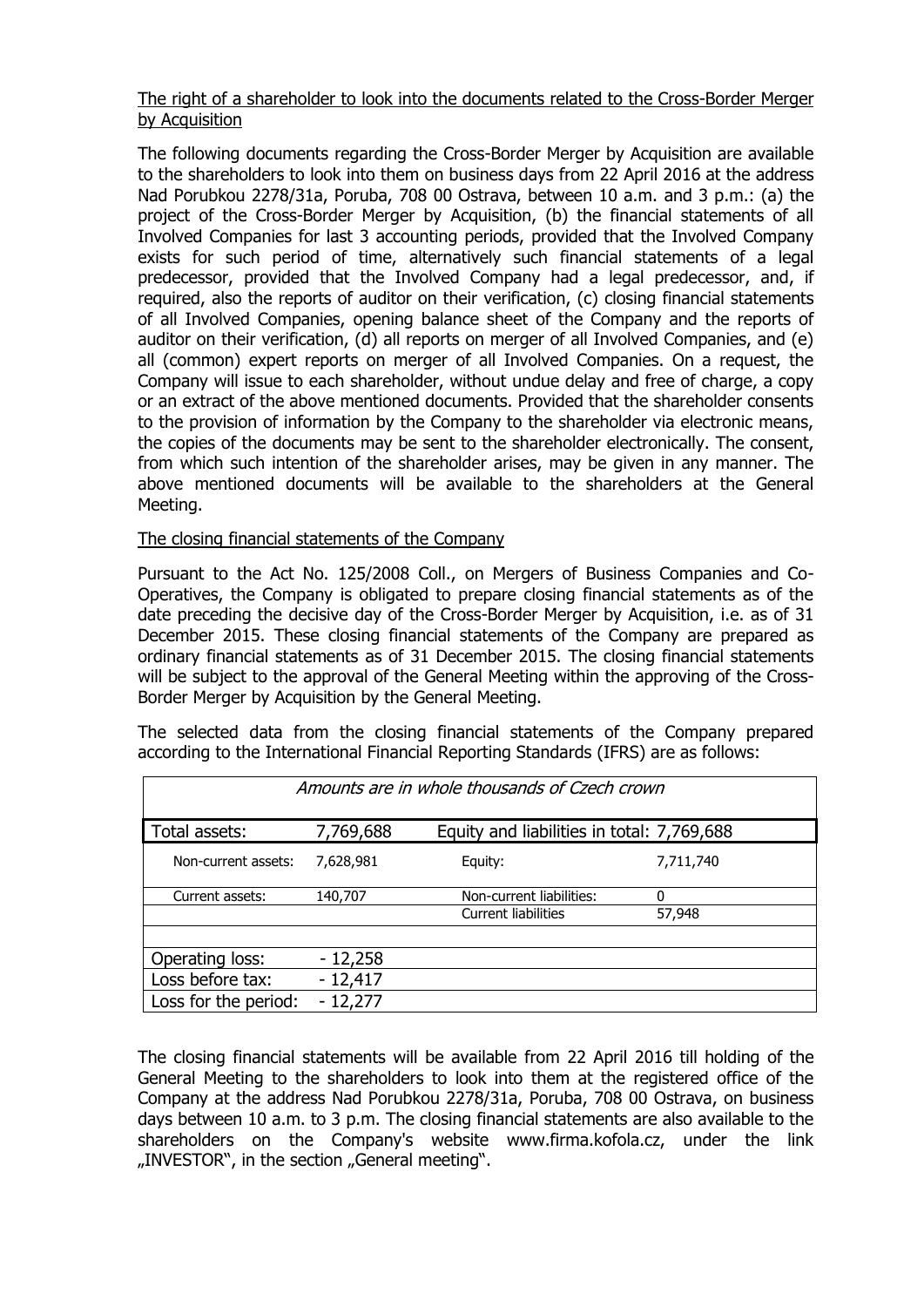The right of a shareholder to look into the documents related to the Cross-Border Merger by Acquisition

The following documents regarding the Cross-Border Merger by Acquisition are available to the shareholders to look into them on business days from 22 April 2016 at the address Nad Porubkou 2278/31a, Poruba, 708 00 Ostrava, between 10 a.m. and 3 p.m.: (a) the project of the Cross-Border Merger by Acquisition, (b) the financial statements of all Involved Companies for last 3 accounting periods, provided that the Involved Company exists for such period of time, alternatively such financial statements of a legal predecessor, provided that the Involved Company had a legal predecessor, and, if required, also the reports of auditor on their verification, (c) closing financial statements of all Involved Companies, opening balance sheet of the Company and the reports of auditor on their verification, (d) all reports on merger of all Involved Companies, and (e) all (common) expert reports on merger of all Involved Companies. On a request, the Company will issue to each shareholder, without undue delay and free of charge, a copy or an extract of the above mentioned documents. Provided that the shareholder consents to the provision of information by the Company to the shareholder via electronic means, the copies of the documents may be sent to the shareholder electronically. The consent, from which such intention of the shareholder arises, may be given in any manner. The above mentioned documents will be available to the shareholders at the General Meeting.

The closing financial statements of the Company

Pursuant to the Act No. 125/2008 Coll., on Mergers of Business Companies and Co-Operatives, the Company is obligated to prepare closing financial statements as of the date preceding the decisive day of the Cross-Border Merger by Acquisition, i.e. as of 31 December 2015. These closing financial statements of the Company are prepared as ordinary financial statements as of 31 December 2015. The closing financial statements will be subject to the approval of the General Meeting within the approving of the Cross-Border Merger by Acquisition by the General Meeting.

The selected data from the closing financial statements of the Company prepared according to the International Financial Reporting Standards (IFRS) are as follows:

| *Amounts are in whole thousands of Czech crown* | | | |
|---|---|---|---|
| Total assets: | 7,769,688 | Equity and liabilities in total: 7,769,688 | |
| Non-current assets: | 7,628,981 | Equity: | 7,711,740 |
| Current assets: | 140,707 | Non-current liabilities: | 0 |
| | | Current liabilities | 57,948 |
| | | | |
| Operating loss: | - 12,258 | | |
| Loss before tax: | - 12,417 | | |
| Loss for the period: | - 12,277 | | |

The closing financial statements will be available from 22 April 2016 till holding of the General Meeting to the shareholders to look into them at the registered office of the Company at the address Nad Porubkou 2278/31a, Poruba, 708 00 Ostrava, on business days between 10 a.m. to 3 p.m. The closing financial statements are also available to the shareholders on the Company's website www.firma.kofola.cz, under the link „INVESTOR", in the section „General meeting".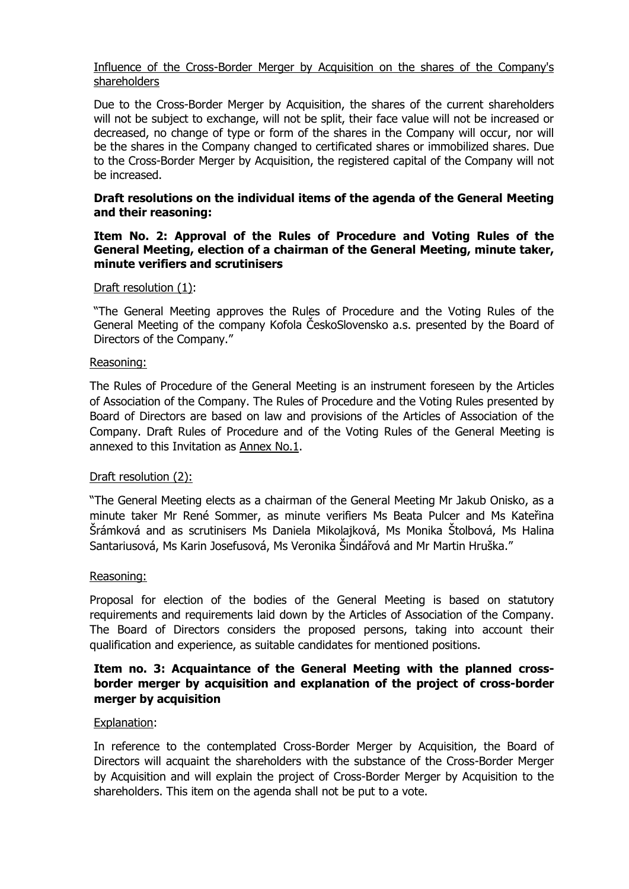Influence of the Cross-Border Merger by Acquisition on the shares of the Company's shareholders

Due to the Cross-Border Merger by Acquisition, the shares of the current shareholders will not be subject to exchange, will not be split, their face value will not be increased or decreased, no change of type or form of the shares in the Company will occur, nor will be the shares in the Company changed to certificated shares or immobilized shares. Due to the Cross-Border Merger by Acquisition, the registered capital of the Company will not be increased.

**Draft resolutions on the individual items of the agenda of the General Meeting and their reasoning:**

**Item No. 2: Approval of the Rules of Procedure and Voting Rules of the General Meeting, election of a chairman of the General Meeting, minute taker, minute verifiers and scrutinisers**

Draft resolution (1):

"The General Meeting approves the Rules of Procedure and the Voting Rules of the General Meeting of the company Kofola ČeskoSlovensko a.s. presented by the Board of Directors of the Company."

Reasoning:

The Rules of Procedure of the General Meeting is an instrument foreseen by the Articles of Association of the Company. The Rules of Procedure and the Voting Rules presented by Board of Directors are based on law and provisions of the Articles of Association of the Company. Draft Rules of Procedure and of the Voting Rules of the General Meeting is annexed to this Invitation as Annex No.1.

Draft resolution (2):

"The General Meeting elects as a chairman of the General Meeting Mr Jakub Onisko, as a minute taker Mr René Sommer, as minute verifiers Ms Beata Pulcer and Ms Kateřina Šrámková and as scrutinisers Ms Daniela Mikolajková, Ms Monika Štolbová, Ms Halina Santariusová, Ms Karin Josefusová, Ms Veronika Šindářová and Mr Martin Hruška."

Reasoning:

Proposal for election of the bodies of the General Meeting is based on statutory requirements and requirements laid down by the Articles of Association of the Company. The Board of Directors considers the proposed persons, taking into account their qualification and experience, as suitable candidates for mentioned positions.

**Item no. 3: Acquaintance of the General Meeting with the planned cross-border merger by acquisition and explanation of the project of cross-border merger by acquisition**

Explanation:

In reference to the contemplated Cross-Border Merger by Acquisition, the Board of Directors will acquaint the shareholders with the substance of the Cross-Border Merger by Acquisition and will explain the project of Cross-Border Merger by Acquisition to the shareholders. This item on the agenda shall not be put to a vote.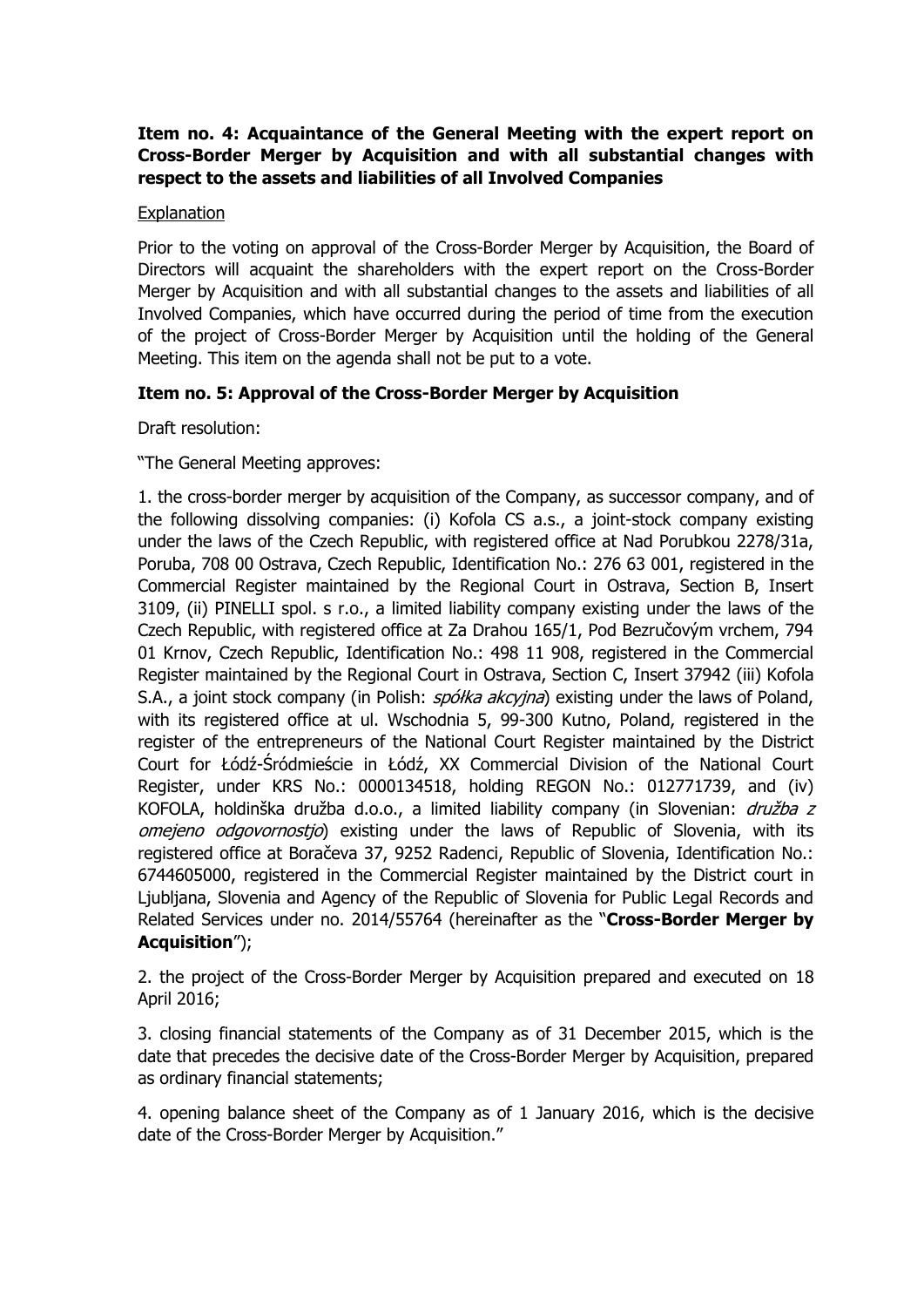**Item no. 4: Acquaintance of the General Meeting with the expert report on Cross-Border Merger by Acquisition and with all substantial changes with respect to the assets and liabilities of all Involved Companies**

Explanation

Prior to the voting on approval of the Cross-Border Merger by Acquisition, the Board of Directors will acquaint the shareholders with the expert report on the Cross-Border Merger by Acquisition and with all substantial changes to the assets and liabilities of all Involved Companies, which have occurred during the period of time from the execution of the project of Cross-Border Merger by Acquisition until the holding of the General Meeting. This item on the agenda shall not be put to a vote.

**Item no. 5: Approval of the Cross-Border Merger by Acquisition**

Draft resolution:

"The General Meeting approves:

1. the cross-border merger by acquisition of the Company, as successor company, and of the following dissolving companies: (i) Kofola CS a.s., a joint-stock company existing under the laws of the Czech Republic, with registered office at Nad Porubkou 2278/31a, Poruba, 708 00 Ostrava, Czech Republic, Identification No.: 276 63 001, registered in the Commercial Register maintained by the Regional Court in Ostrava, Section B, Insert 3109, (ii) PINELLI spol. s r.o., a limited liability company existing under the laws of the Czech Republic, with registered office at Za Drahou 165/1, Pod Bezručovým vrchem, 794 01 Krnov, Czech Republic, Identification No.: 498 11 908, registered in the Commercial Register maintained by the Regional Court in Ostrava, Section C, Insert 37942 (iii) Kofola S.A., a joint stock company (in Polish: *spółka akcyjna*) existing under the laws of Poland, with its registered office at ul. Wschodnia 5, 99-300 Kutno, Poland, registered in the register of the entrepreneurs of the National Court Register maintained by the District Court for Łódź-Śródmieście in Łódź, XX Commercial Division of the National Court Register, under KRS No.: 0000134518, holding REGON No.: 012771739, and (iv) KOFOLA, holdinška družba d.o.o., a limited liability company (in Slovenian: *družba z omejeno odgovornostjo*) existing under the laws of Republic of Slovenia, with its registered office at Boračeva 37, 9252 Radenci, Republic of Slovenia, Identification No.: 6744605000, registered in the Commercial Register maintained by the District court in Ljubljana, Slovenia and Agency of the Republic of Slovenia for Public Legal Records and Related Services under no. 2014/55764 (hereinafter as the "**Cross-Border Merger by Acquisition**");

2. the project of the Cross-Border Merger by Acquisition prepared and executed on 18 April 2016;

3. closing financial statements of the Company as of 31 December 2015, which is the date that precedes the decisive date of the Cross-Border Merger by Acquisition, prepared as ordinary financial statements;

4. opening balance sheet of the Company as of 1 January 2016, which is the decisive date of the Cross-Border Merger by Acquisition."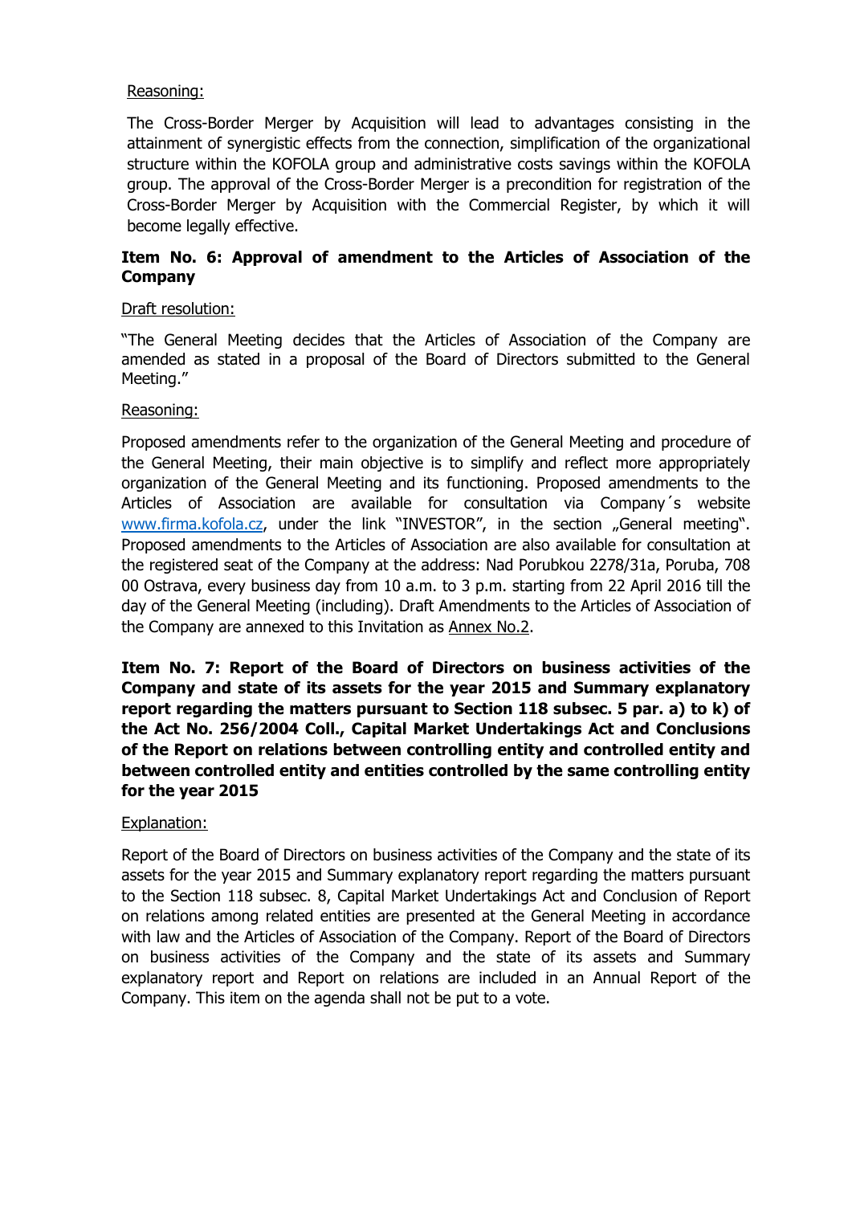Reasoning:

The Cross-Border Merger by Acquisition will lead to advantages consisting in the attainment of synergistic effects from the connection, simplification of the organizational structure within the KOFOLA group and administrative costs savings within the KOFOLA group. The approval of the Cross-Border Merger is a precondition for registration of the Cross-Border Merger by Acquisition with the Commercial Register, by which it will become legally effective.

**Item No. 6: Approval of amendment to the Articles of Association of the Company**

Draft resolution:

"The General Meeting decides that the Articles of Association of the Company are amended as stated in a proposal of the Board of Directors submitted to the General Meeting."

Reasoning:

Proposed amendments refer to the organization of the General Meeting and procedure of the General Meeting, their main objective is to simplify and reflect more appropriately organization of the General Meeting and its functioning. Proposed amendments to the Articles of Association are available for consultation via Company´s website www.firma.kofola.cz, under the link "INVESTOR", in the section „General meeting". Proposed amendments to the Articles of Association are also available for consultation at the registered seat of the Company at the address: Nad Porubkou 2278/31a, Poruba, 708 00 Ostrava, every business day from 10 a.m. to 3 p.m. starting from 22 April 2016 till the day of the General Meeting (including). Draft Amendments to the Articles of Association of the Company are annexed to this Invitation as Annex No.2.

**Item No. 7: Report of the Board of Directors on business activities of the Company and state of its assets for the year 2015 and Summary explanatory report regarding the matters pursuant to Section 118 subsec. 5 par. a) to k) of the Act No. 256/2004 Coll., Capital Market Undertakings Act and Conclusions of the Report on relations between controlling entity and controlled entity and between controlled entity and entities controlled by the same controlling entity for the year 2015**

Explanation:

Report of the Board of Directors on business activities of the Company and the state of its assets for the year 2015 and Summary explanatory report regarding the matters pursuant to the Section 118 subsec. 8, Capital Market Undertakings Act and Conclusion of Report on relations among related entities are presented at the General Meeting in accordance with law and the Articles of Association of the Company. Report of the Board of Directors on business activities of the Company and the state of its assets and Summary explanatory report and Report on relations are included in an Annual Report of the Company. This item on the agenda shall not be put to a vote.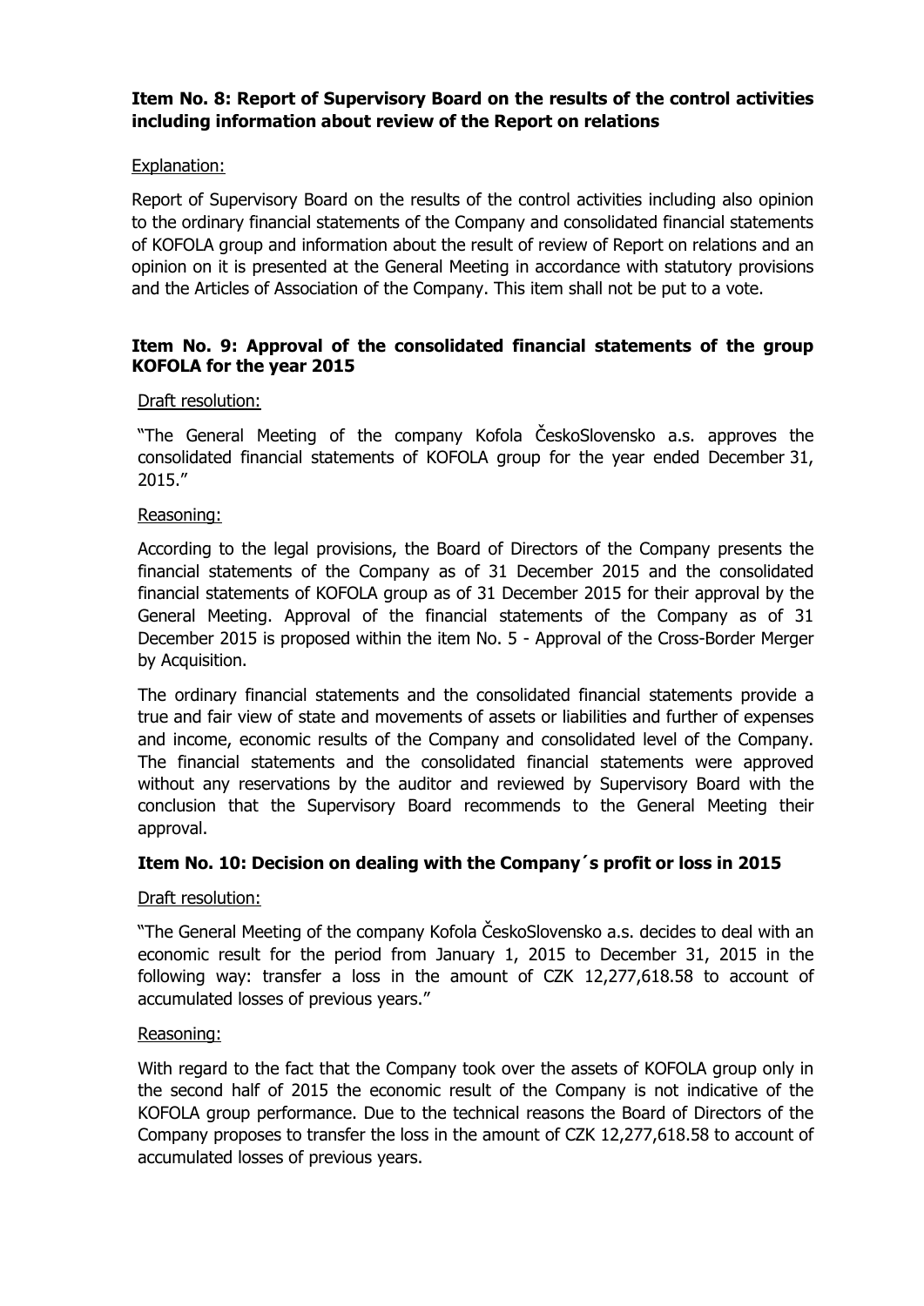**Item No. 8: Report of Supervisory Board on the results of the control activities including information about review of the Report on relations**

Explanation:

Report of Supervisory Board on the results of the control activities including also opinion to the ordinary financial statements of the Company and consolidated financial statements of KOFOLA group and information about the result of review of Report on relations and an opinion on it is presented at the General Meeting in accordance with statutory provisions and the Articles of Association of the Company. This item shall not be put to a vote.

**Item No. 9: Approval of the consolidated financial statements of the group KOFOLA for the year 2015**

Draft resolution:

"The General Meeting of the company Kofola ČeskoSlovensko a.s. approves the consolidated financial statements of KOFOLA group for the year ended December 31, 2015."

Reasoning:

According to the legal provisions, the Board of Directors of the Company presents the financial statements of the Company as of 31 December 2015 and the consolidated financial statements of KOFOLA group as of 31 December 2015 for their approval by the General Meeting. Approval of the financial statements of the Company as of 31 December 2015 is proposed within the item No. 5 - Approval of the Cross-Border Merger by Acquisition.

The ordinary financial statements and the consolidated financial statements provide a true and fair view of state and movements of assets or liabilities and further of expenses and income, economic results of the Company and consolidated level of the Company. The financial statements and the consolidated financial statements were approved without any reservations by the auditor and reviewed by Supervisory Board with the conclusion that the Supervisory Board recommends to the General Meeting their approval.

**Item No. 10: Decision on dealing with the Company´s profit or loss in 2015**

Draft resolution:

"The General Meeting of the company Kofola ČeskoSlovensko a.s. decides to deal with an economic result for the period from January 1, 2015 to December 31, 2015 in the following way: transfer a loss in the amount of CZK 12,277,618.58 to account of accumulated losses of previous years."

Reasoning:

With regard to the fact that the Company took over the assets of KOFOLA group only in the second half of 2015 the economic result of the Company is not indicative of the KOFOLA group performance. Due to the technical reasons the Board of Directors of the Company proposes to transfer the loss in the amount of CZK 12,277,618.58 to account of accumulated losses of previous years.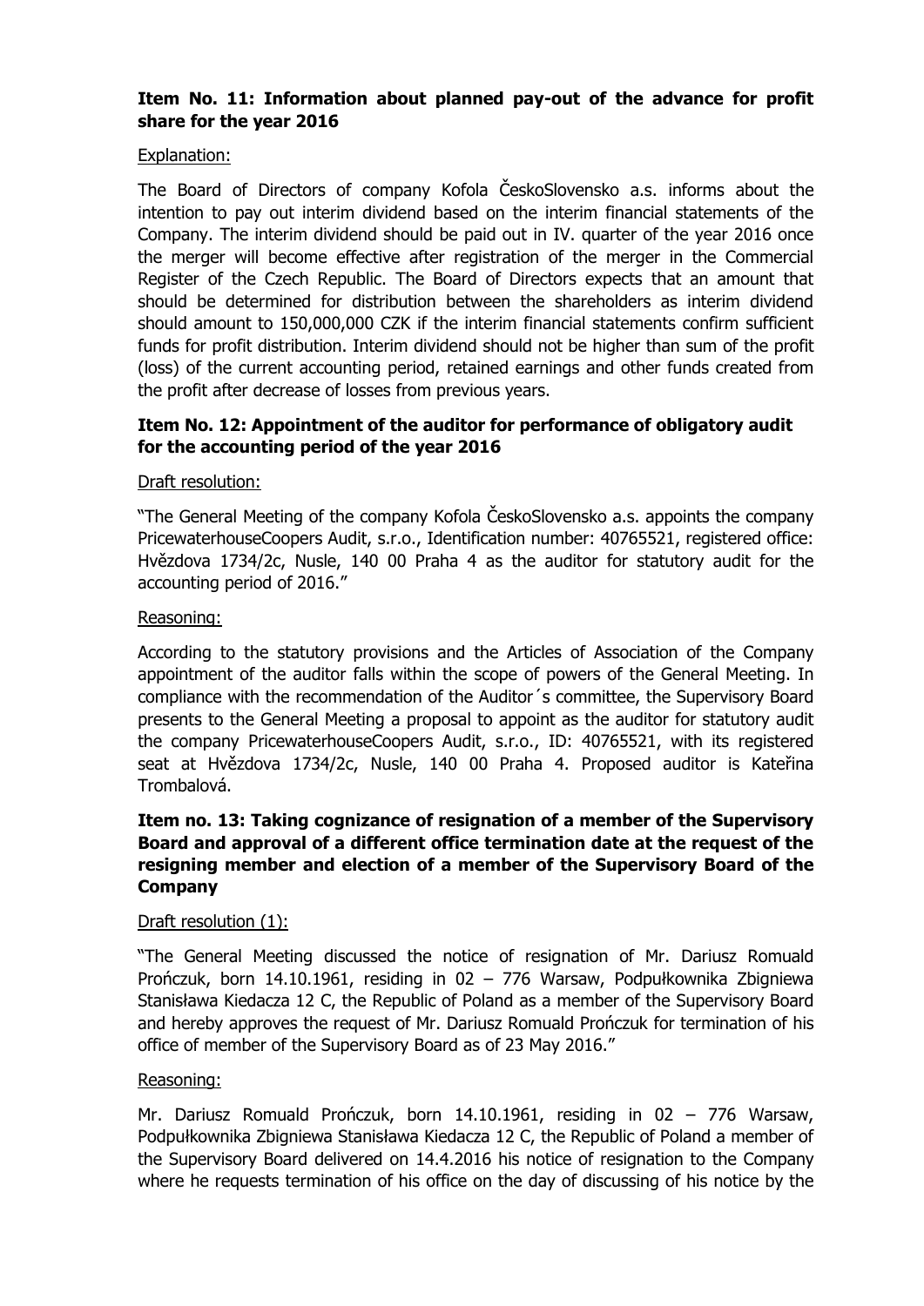**Item No. 11: Information about planned pay-out of the advance for profit share for the year 2016**

Explanation:

The Board of Directors of company Kofola ČeskoSlovensko a.s. informs about the intention to pay out interim dividend based on the interim financial statements of the Company. The interim dividend should be paid out in IV. quarter of the year 2016 once the merger will become effective after registration of the merger in the Commercial Register of the Czech Republic. The Board of Directors expects that an amount that should be determined for distribution between the shareholders as interim dividend should amount to 150,000,000 CZK if the interim financial statements confirm sufficient funds for profit distribution. Interim dividend should not be higher than sum of the profit (loss) of the current accounting period, retained earnings and other funds created from the profit after decrease of losses from previous years.

**Item No. 12: Appointment of the auditor for performance of obligatory audit for the accounting period of the year 2016**

Draft resolution:

"The General Meeting of the company Kofola ČeskoSlovensko a.s. appoints the company PricewaterhouseCoopers Audit, s.r.o., Identification number: 40765521, registered office: Hvězdova 1734/2c, Nusle, 140 00 Praha 4 as the auditor for statutory audit for the accounting period of 2016."

Reasoning:

According to the statutory provisions and the Articles of Association of the Company appointment of the auditor falls within the scope of powers of the General Meeting. In compliance with the recommendation of the Auditor´s committee, the Supervisory Board presents to the General Meeting a proposal to appoint as the auditor for statutory audit the company PricewaterhouseCoopers Audit, s.r.o., ID: 40765521, with its registered seat at Hvězdova 1734/2c, Nusle, 140 00 Praha 4. Proposed auditor is Kateřina Trombalová.

**Item no. 13: Taking cognizance of resignation of a member of the Supervisory Board and approval of a different office termination date at the request of the resigning member and election of a member of the Supervisory Board of the Company**

Draft resolution (1):

"The General Meeting discussed the notice of resignation of Mr. Dariusz Romuald Prończuk, born 14.10.1961, residing in 02 – 776 Warsaw, Podpułkownika Zbigniewa Stanisława Kiedacza 12 C, the Republic of Poland as a member of the Supervisory Board and hereby approves the request of Mr. Dariusz Romuald Prończuk for termination of his office of member of the Supervisory Board as of 23 May 2016."

Reasoning:

Mr. Dariusz Romuald Prończuk, born 14.10.1961, residing in 02 – 776 Warsaw, Podpułkownika Zbigniewa Stanisława Kiedacza 12 C, the Republic of Poland a member of the Supervisory Board delivered on 14.4.2016 his notice of resignation to the Company where he requests termination of his office on the day of discussing of his notice by the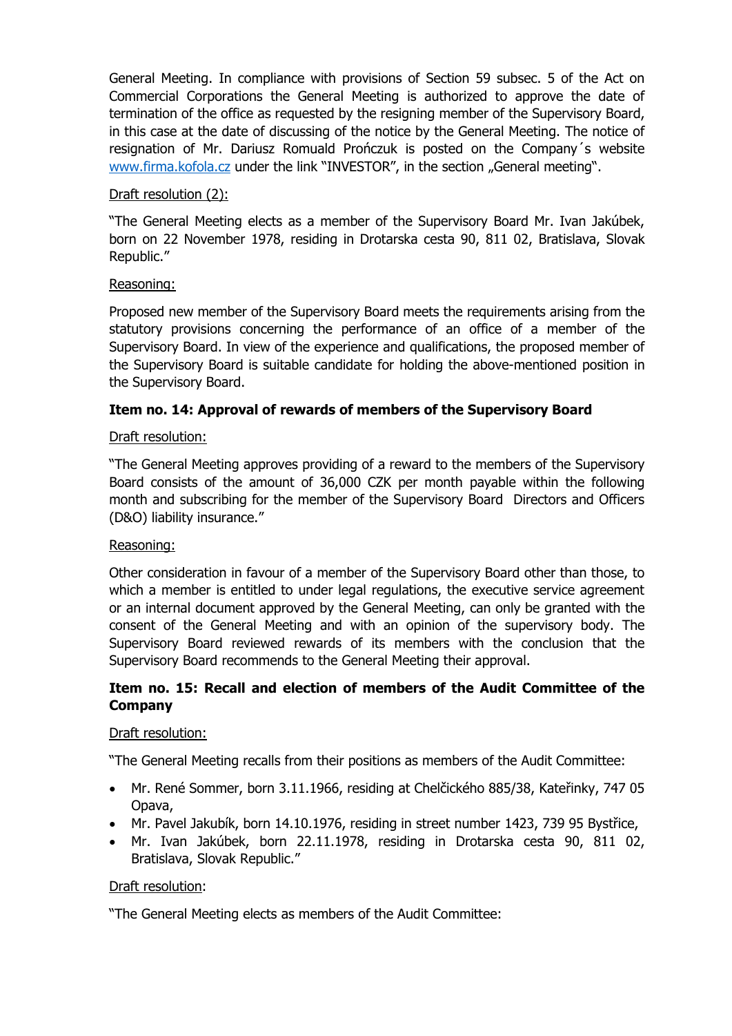General Meeting. In compliance with provisions of Section 59 subsec. 5 of the Act on Commercial Corporations the General Meeting is authorized to approve the date of termination of the office as requested by the resigning member of the Supervisory Board, in this case at the date of discussing of the notice by the General Meeting. The notice of resignation of Mr. Dariusz Romuald Prończuk is posted on the Company´s website www.firma.kofola.cz under the link "INVESTOR", in the section „General meeting".

Draft resolution (2):

"The General Meeting elects as a member of the Supervisory Board Mr. Ivan Jakúbek, born on 22 November 1978, residing in Drotarska cesta 90, 811 02, Bratislava, Slovak Republic."

Reasoning:

Proposed new member of the Supervisory Board meets the requirements arising from the statutory provisions concerning the performance of an office of a member of the Supervisory Board. In view of the experience and qualifications, the proposed member of the Supervisory Board is suitable candidate for holding the above-mentioned position in the Supervisory Board.

**Item no. 14: Approval of rewards of members of the Supervisory Board**

Draft resolution:

"The General Meeting approves providing of a reward to the members of the Supervisory Board consists of the amount of 36,000 CZK per month payable within the following month and subscribing for the member of the Supervisory Board Directors and Officers (D&O) liability insurance."

Reasoning:

Other consideration in favour of a member of the Supervisory Board other than those, to which a member is entitled to under legal regulations, the executive service agreement or an internal document approved by the General Meeting, can only be granted with the consent of the General Meeting and with an opinion of the supervisory body. The Supervisory Board reviewed rewards of its members with the conclusion that the Supervisory Board recommends to the General Meeting their approval.

**Item no. 15: Recall and election of members of the Audit Committee of the Company**

Draft resolution:

"The General Meeting recalls from their positions as members of the Audit Committee:

- Mr. René Sommer, born 3.11.1966, residing at Chelčického 885/38, Kateřinky, 747 05 Opava,
- Mr. Pavel Jakubík, born 14.10.1976, residing in street number 1423, 739 95 Bystřice,
- Mr. Ivan Jakúbek, born 22.11.1978, residing in Drotarska cesta 90, 811 02, Bratislava, Slovak Republic."

Draft resolution:

"The General Meeting elects as members of the Audit Committee: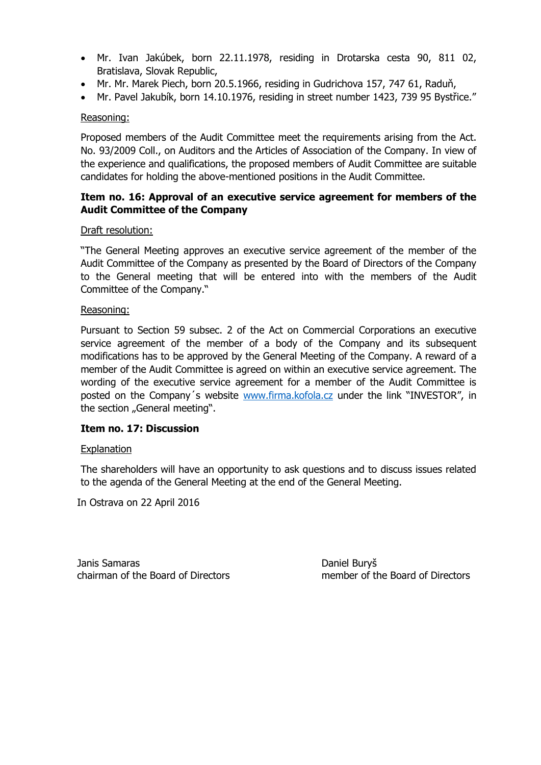- Mr. Ivan Jakúbek, born 22.11.1978, residing in Drotarska cesta 90, 811 02, Bratislava, Slovak Republic,
- Mr. Mr. Marek Piech, born 20.5.1966, residing in Gudrichova 157, 747 61, Raduň,
- Mr. Pavel Jakubík, born 14.10.1976, residing in street number 1423, 739 95 Bystřice."

Reasoning:

Proposed members of the Audit Committee meet the requirements arising from the Act. No. 93/2009 Coll., on Auditors and the Articles of Association of the Company. In view of the experience and qualifications, the proposed members of Audit Committee are suitable candidates for holding the above-mentioned positions in the Audit Committee.

**Item no. 16: Approval of an executive service agreement for members of the Audit Committee of the Company**

Draft resolution:

"The General Meeting approves an executive service agreement of the member of the Audit Committee of the Company as presented by the Board of Directors of the Company to the General meeting that will be entered into with the members of the Audit Committee of the Company."

Reasoning:

Pursuant to Section 59 subsec. 2 of the Act on Commercial Corporations an executive service agreement of the member of a body of the Company and its subsequent modifications has to be approved by the General Meeting of the Company. A reward of a member of the Audit Committee is agreed on within an executive service agreement. The wording of the executive service agreement for a member of the Audit Committee is posted on the Company´s website www.firma.kofola.cz under the link "INVESTOR", in the section „General meeting".

**Item no. 17: Discussion**

Explanation

The shareholders will have an opportunity to ask questions and to discuss issues related to the agenda of the General Meeting at the end of the General Meeting.

In Ostrava on 22 April 2016

Janis Samaras
chairman of the Board of Directors

Daniel Buryš
member of the Board of Directors